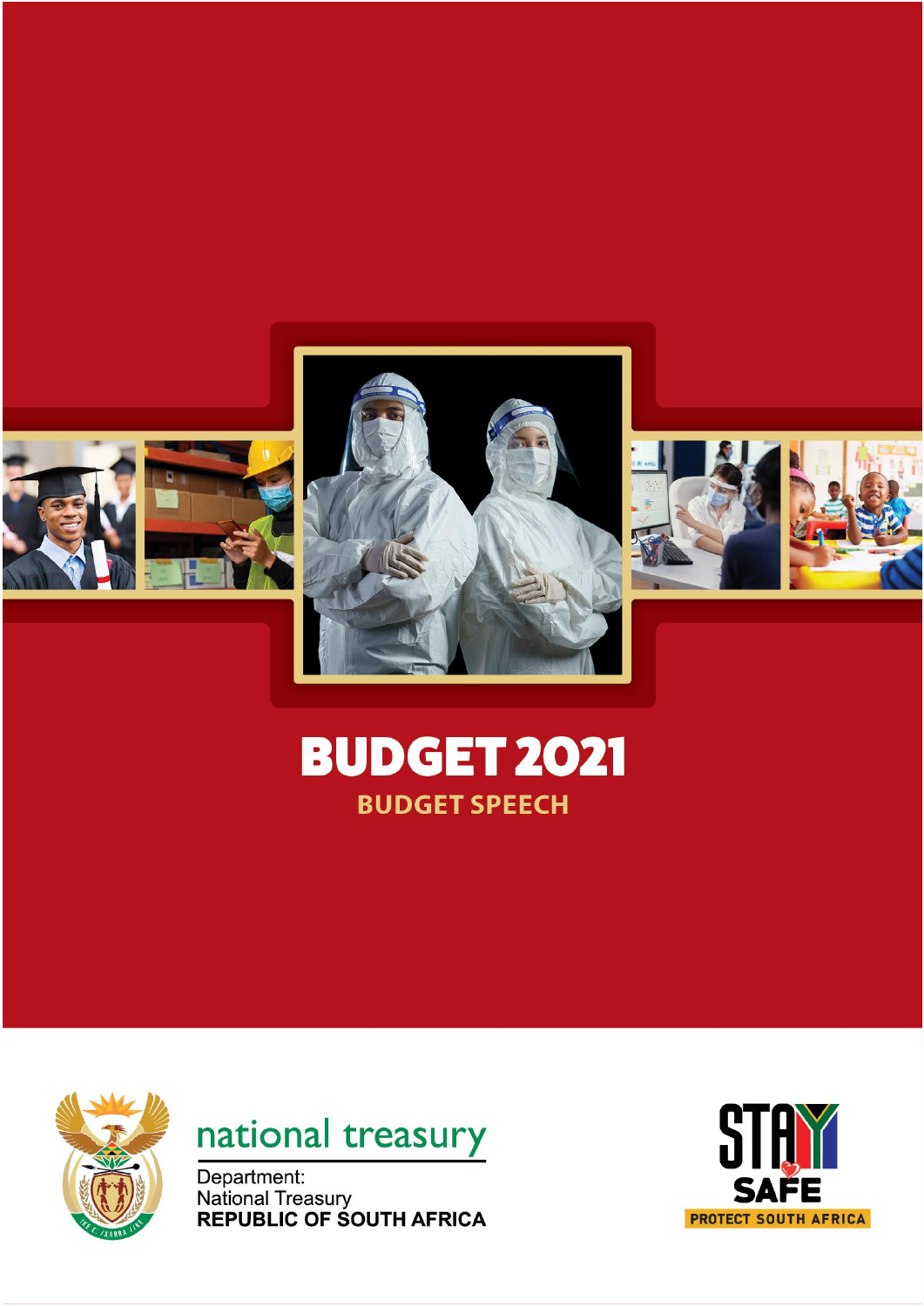# BUDGET 2021

## BUDGET SPEECH

national treasury

Department:
National Treasury
**REPUBLIC OF SOUTH AFRICA**

STAY SAFE

PROTECT SOUTH AFRICA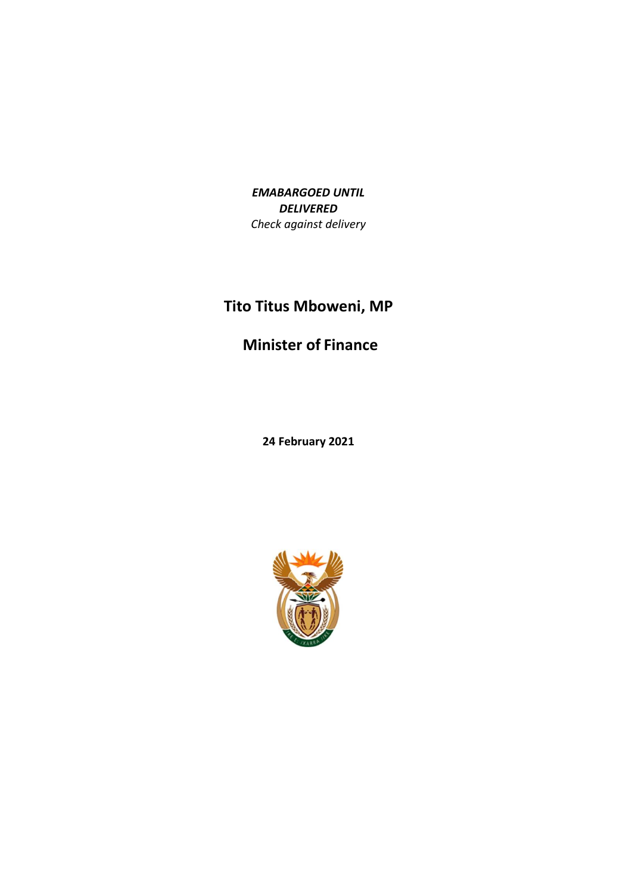***EMABARGOED UNTIL DELIVERED***

*Check against delivery*

# Tito Titus Mboweni, MP

## Minister of Finance

**24 February 2021**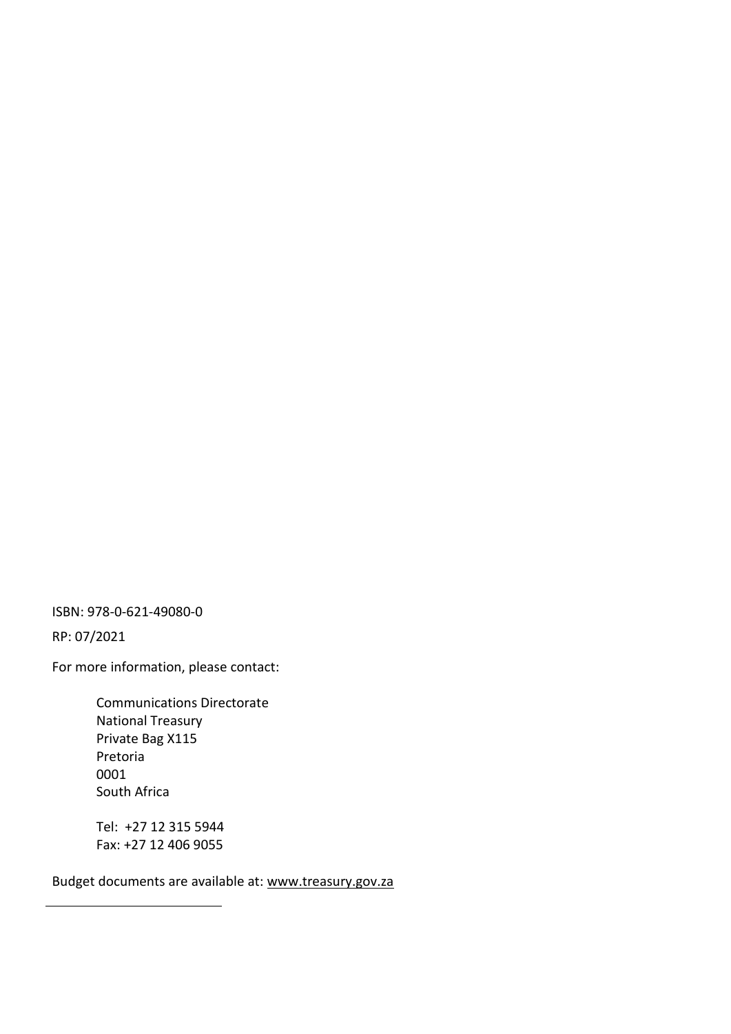ISBN: 978-0-621-49080-0

RP: 07/2021

For more information, please contact:

Communications Directorate
National Treasury
Private Bag X115
Pretoria
0001
South Africa

Tel: +27 12 315 5944
Fax: +27 12 406 9055

Budget documents are available at: www.treasury.gov.za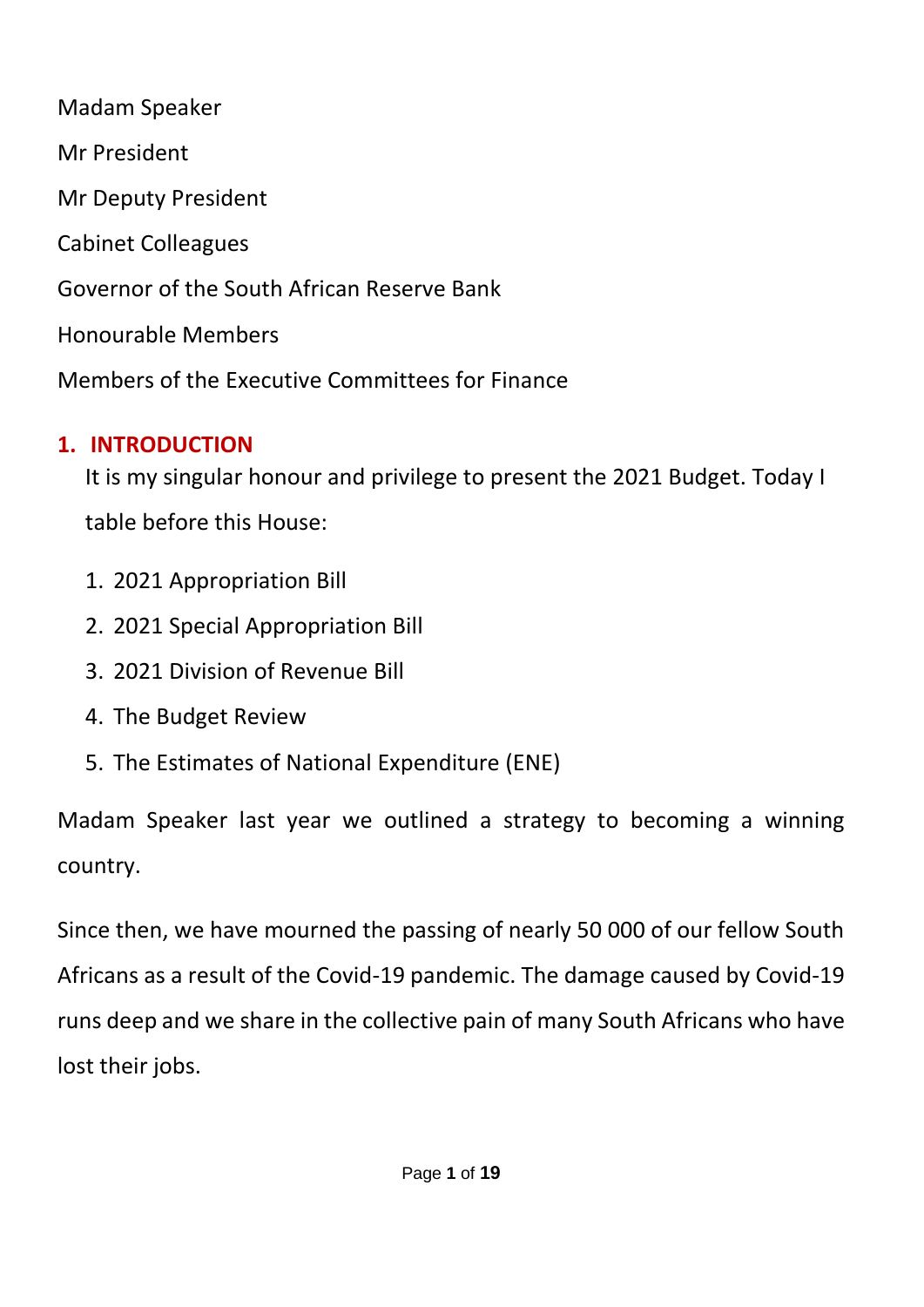Madam Speaker

Mr President

Mr Deputy President

Cabinet Colleagues

Governor of the South African Reserve Bank

Honourable Members

Members of the Executive Committees for Finance

## 1. INTRODUCTION

It is my singular honour and privilege to present the 2021 Budget. Today I table before this House:

1. 2021 Appropriation Bill
2. 2021 Special Appropriation Bill
3. 2021 Division of Revenue Bill
4. The Budget Review
5. The Estimates of National Expenditure (ENE)

Madam Speaker last year we outlined a strategy to becoming a winning country.

Since then, we have mourned the passing of nearly 50 000 of our fellow South Africans as a result of the Covid-19 pandemic. The damage caused by Covid-19 runs deep and we share in the collective pain of many South Africans who have lost their jobs.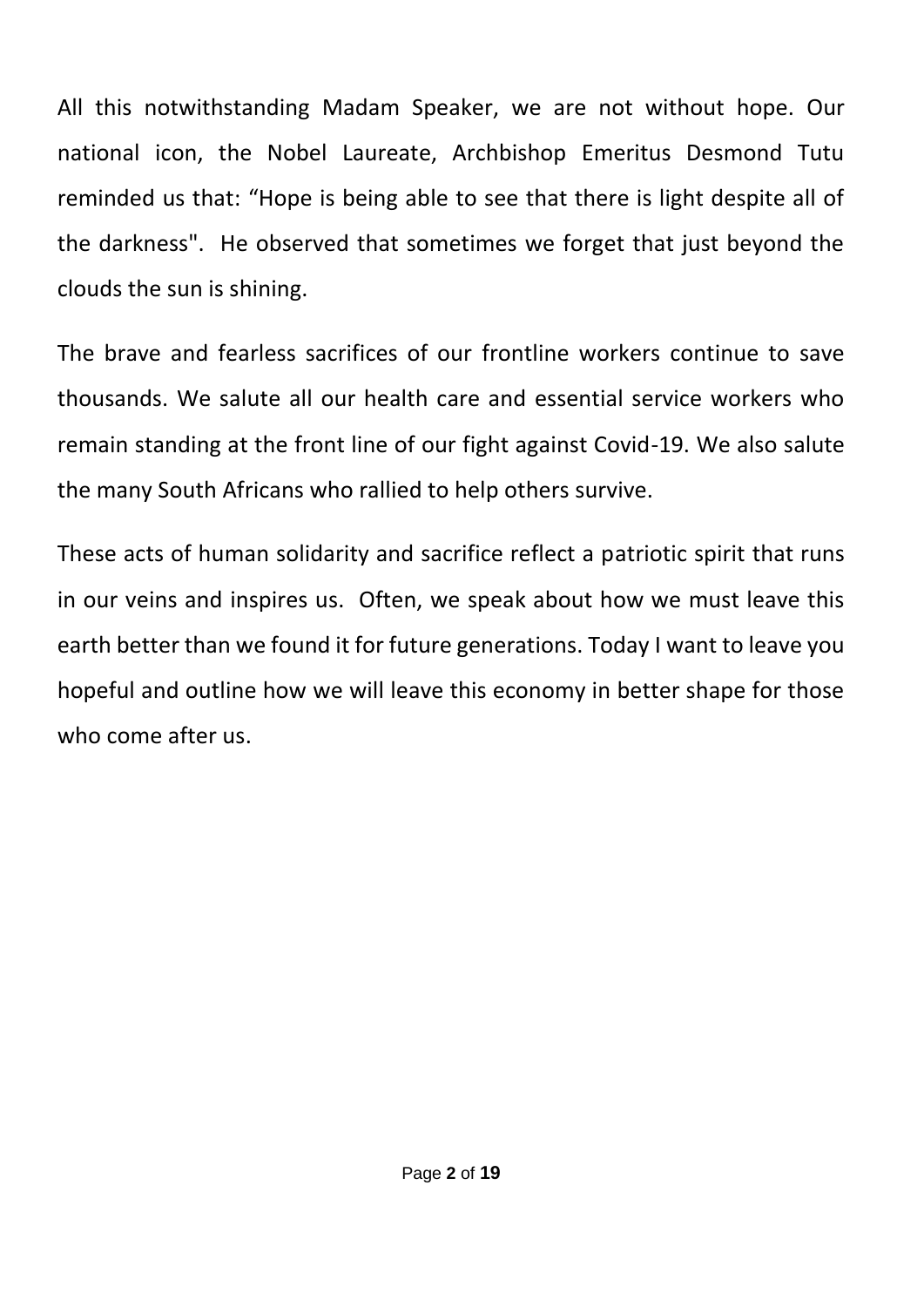All this notwithstanding Madam Speaker, we are not without hope. Our national icon, the Nobel Laureate, Archbishop Emeritus Desmond Tutu reminded us that: "Hope is being able to see that there is light despite all of the darkness". He observed that sometimes we forget that just beyond the clouds the sun is shining.

The brave and fearless sacrifices of our frontline workers continue to save thousands. We salute all our health care and essential service workers who remain standing at the front line of our fight against Covid-19. We also salute the many South Africans who rallied to help others survive.

These acts of human solidarity and sacrifice reflect a patriotic spirit that runs in our veins and inspires us. Often, we speak about how we must leave this earth better than we found it for future generations. Today I want to leave you hopeful and outline how we will leave this economy in better shape for those who come after us.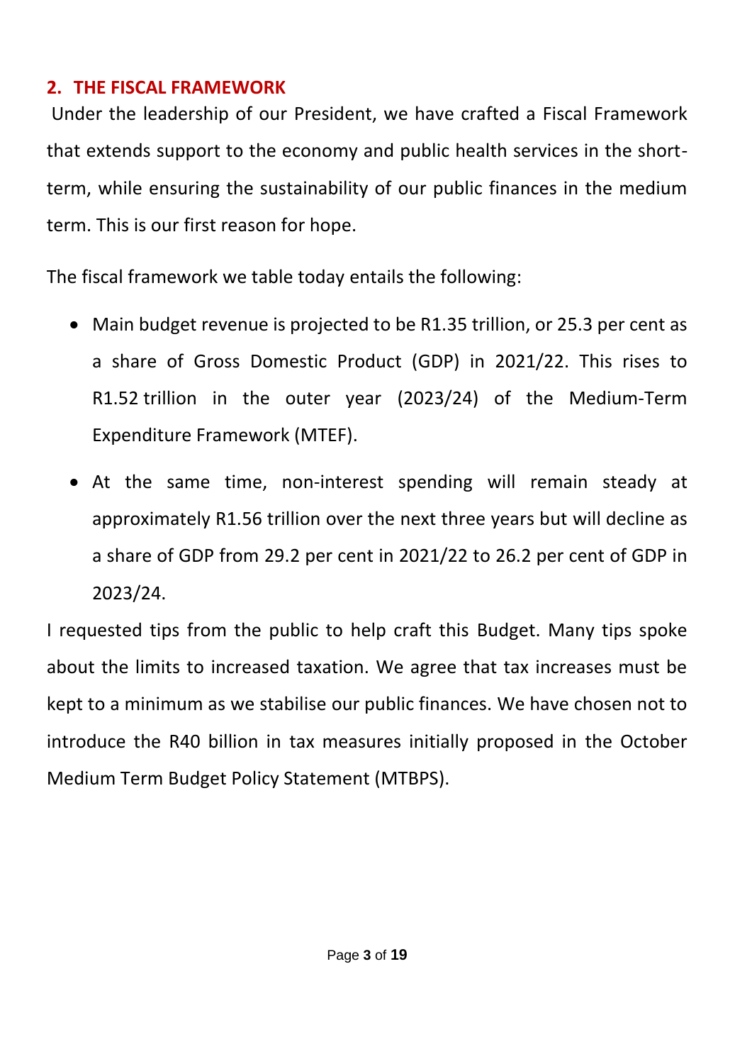## 2. THE FISCAL FRAMEWORK

Under the leadership of our President, we have crafted a Fiscal Framework that extends support to the economy and public health services in the short-term, while ensuring the sustainability of our public finances in the medium term. This is our first reason for hope.

The fiscal framework we table today entails the following:

- Main budget revenue is projected to be R1.35 trillion, or 25.3 per cent as a share of Gross Domestic Product (GDP) in 2021/22. This rises to R1.52 trillion in the outer year (2023/24) of the Medium-Term Expenditure Framework (MTEF).
- At the same time, non-interest spending will remain steady at approximately R1.56 trillion over the next three years but will decline as a share of GDP from 29.2 per cent in 2021/22 to 26.2 per cent of GDP in 2023/24.

I requested tips from the public to help craft this Budget. Many tips spoke about the limits to increased taxation. We agree that tax increases must be kept to a minimum as we stabilise our public finances. We have chosen not to introduce the R40 billion in tax measures initially proposed in the October Medium Term Budget Policy Statement (MTBPS).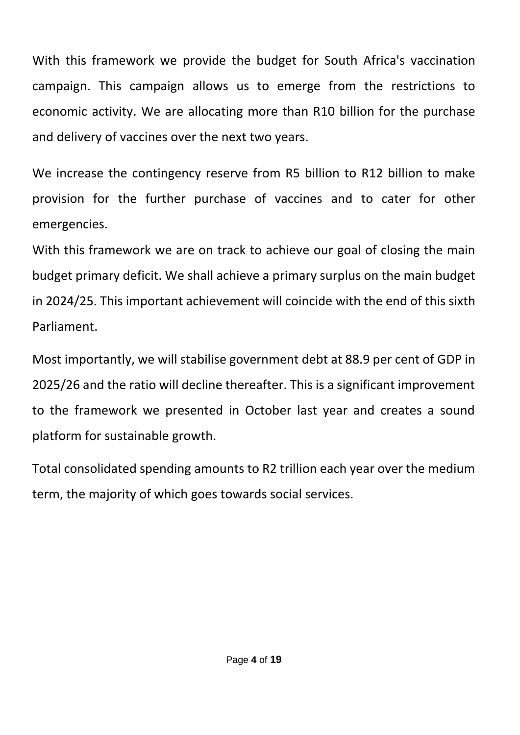With this framework we provide the budget for South Africa's vaccination campaign. This campaign allows us to emerge from the restrictions to economic activity. We are allocating more than R10 billion for the purchase and delivery of vaccines over the next two years.

We increase the contingency reserve from R5 billion to R12 billion to make provision for the further purchase of vaccines and to cater for other emergencies.

With this framework we are on track to achieve our goal of closing the main budget primary deficit. We shall achieve a primary surplus on the main budget in 2024/25. This important achievement will coincide with the end of this sixth Parliament.

Most importantly, we will stabilise government debt at 88.9 per cent of GDP in 2025/26 and the ratio will decline thereafter. This is a significant improvement to the framework we presented in October last year and creates a sound platform for sustainable growth.

Total consolidated spending amounts to R2 trillion each year over the medium term, the majority of which goes towards social services.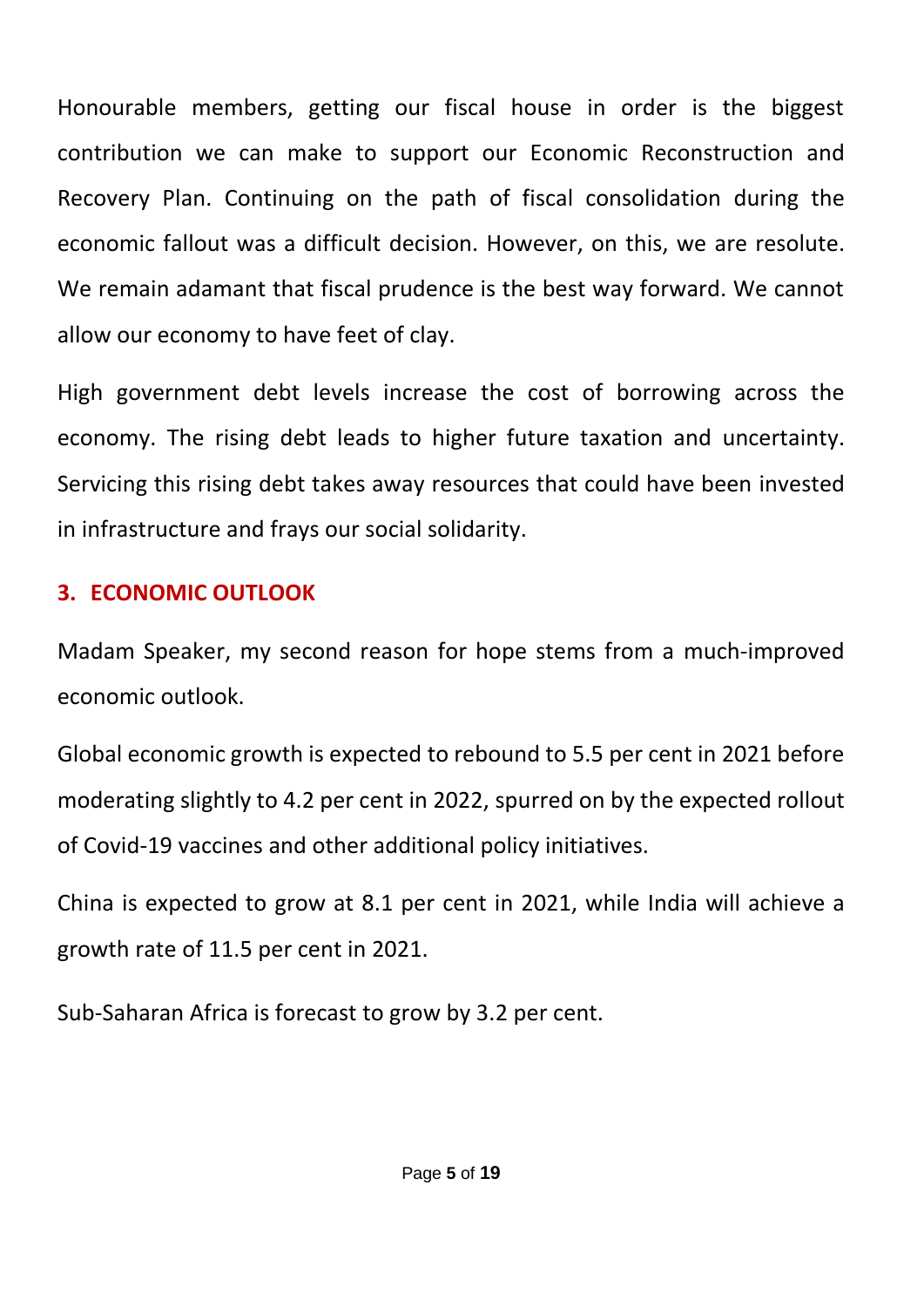Honourable members, getting our fiscal house in order is the biggest contribution we can make to support our Economic Reconstruction and Recovery Plan. Continuing on the path of fiscal consolidation during the economic fallout was a difficult decision. However, on this, we are resolute. We remain adamant that fiscal prudence is the best way forward. We cannot allow our economy to have feet of clay.

High government debt levels increase the cost of borrowing across the economy. The rising debt leads to higher future taxation and uncertainty. Servicing this rising debt takes away resources that could have been invested in infrastructure and frays our social solidarity.

## 3. ECONOMIC OUTLOOK

Madam Speaker, my second reason for hope stems from a much-improved economic outlook.

Global economic growth is expected to rebound to 5.5 per cent in 2021 before moderating slightly to 4.2 per cent in 2022, spurred on by the expected rollout of Covid-19 vaccines and other additional policy initiatives.

China is expected to grow at 8.1 per cent in 2021, while India will achieve a growth rate of 11.5 per cent in 2021.

Sub-Saharan Africa is forecast to grow by 3.2 per cent.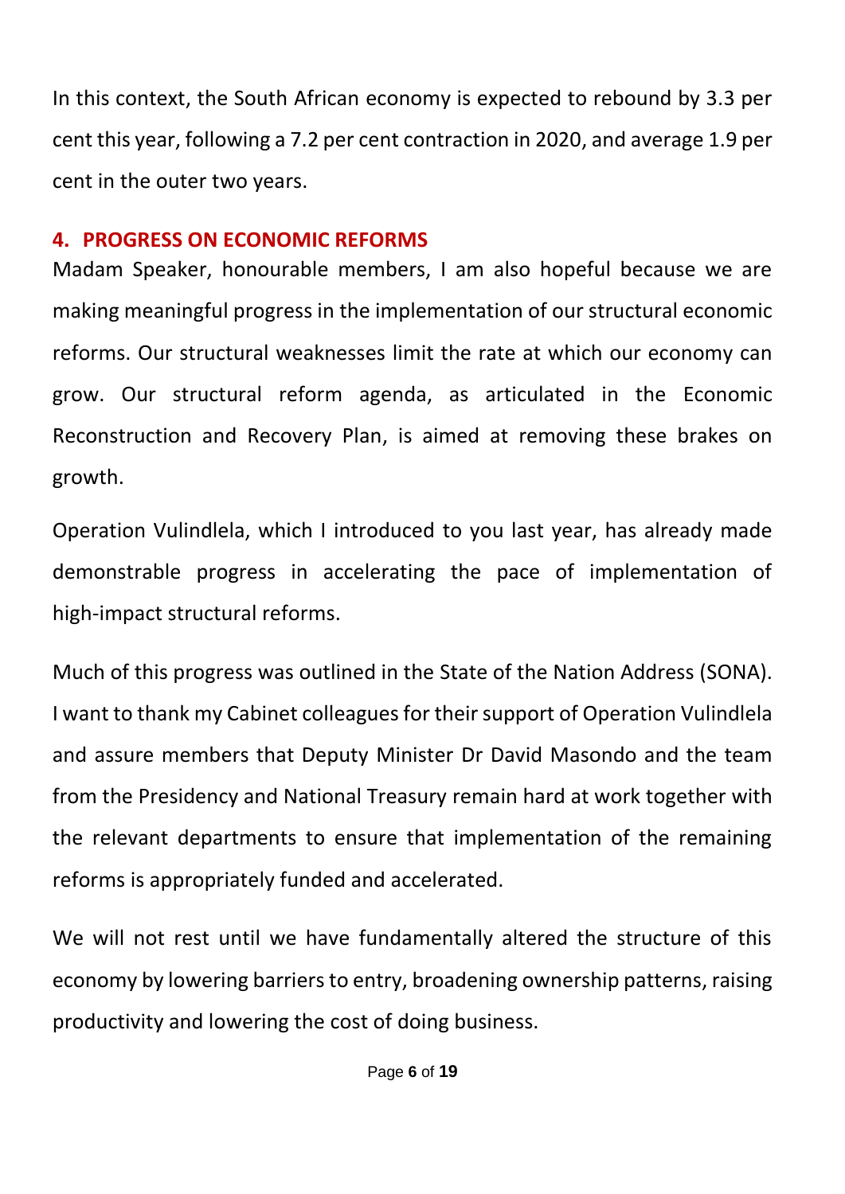In this context, the South African economy is expected to rebound by 3.3 per cent this year, following a 7.2 per cent contraction in 2020, and average 1.9 per cent in the outer two years.

## 4. PROGRESS ON ECONOMIC REFORMS

Madam Speaker, honourable members, I am also hopeful because we are making meaningful progress in the implementation of our structural economic reforms. Our structural weaknesses limit the rate at which our economy can grow. Our structural reform agenda, as articulated in the Economic Reconstruction and Recovery Plan, is aimed at removing these brakes on growth.

Operation Vulindlela, which I introduced to you last year, has already made demonstrable progress in accelerating the pace of implementation of high-impact structural reforms.

Much of this progress was outlined in the State of the Nation Address (SONA). I want to thank my Cabinet colleagues for their support of Operation Vulindlela and assure members that Deputy Minister Dr David Masondo and the team from the Presidency and National Treasury remain hard at work together with the relevant departments to ensure that implementation of the remaining reforms is appropriately funded and accelerated.

We will not rest until we have fundamentally altered the structure of this economy by lowering barriers to entry, broadening ownership patterns, raising productivity and lowering the cost of doing business.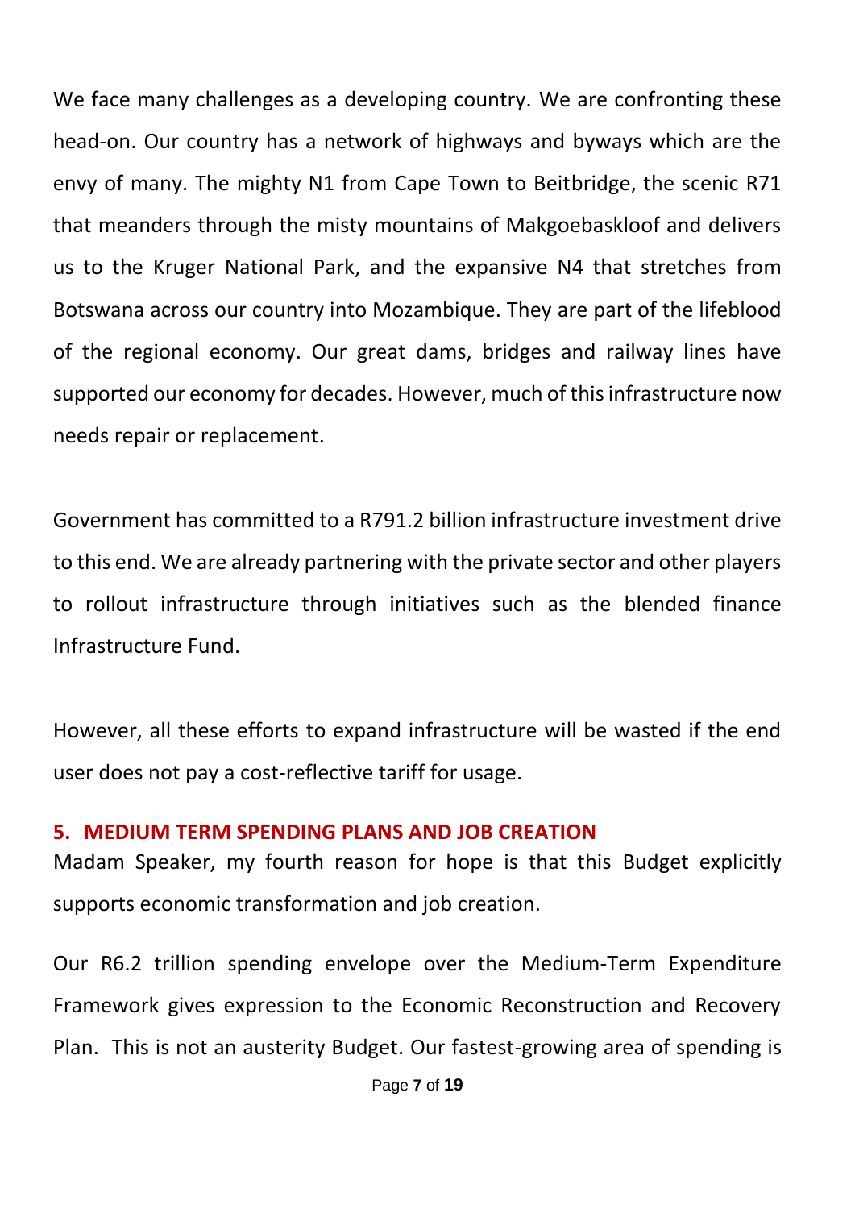We face many challenges as a developing country. We are confronting these head-on. Our country has a network of highways and byways which are the envy of many. The mighty N1 from Cape Town to Beitbridge, the scenic R71 that meanders through the misty mountains of Makgoebaskloof and delivers us to the Kruger National Park, and the expansive N4 that stretches from Botswana across our country into Mozambique. They are part of the lifeblood of the regional economy. Our great dams, bridges and railway lines have supported our economy for decades. However, much of this infrastructure now needs repair or replacement.

Government has committed to a R791.2 billion infrastructure investment drive to this end. We are already partnering with the private sector and other players to rollout infrastructure through initiatives such as the blended finance Infrastructure Fund.

However, all these efforts to expand infrastructure will be wasted if the end user does not pay a cost-reflective tariff for usage.

## 5. MEDIUM TERM SPENDING PLANS AND JOB CREATION

Madam Speaker, my fourth reason for hope is that this Budget explicitly supports economic transformation and job creation.

Our R6.2 trillion spending envelope over the Medium-Term Expenditure Framework gives expression to the Economic Reconstruction and Recovery Plan. This is not an austerity Budget. Our fastest-growing area of spending is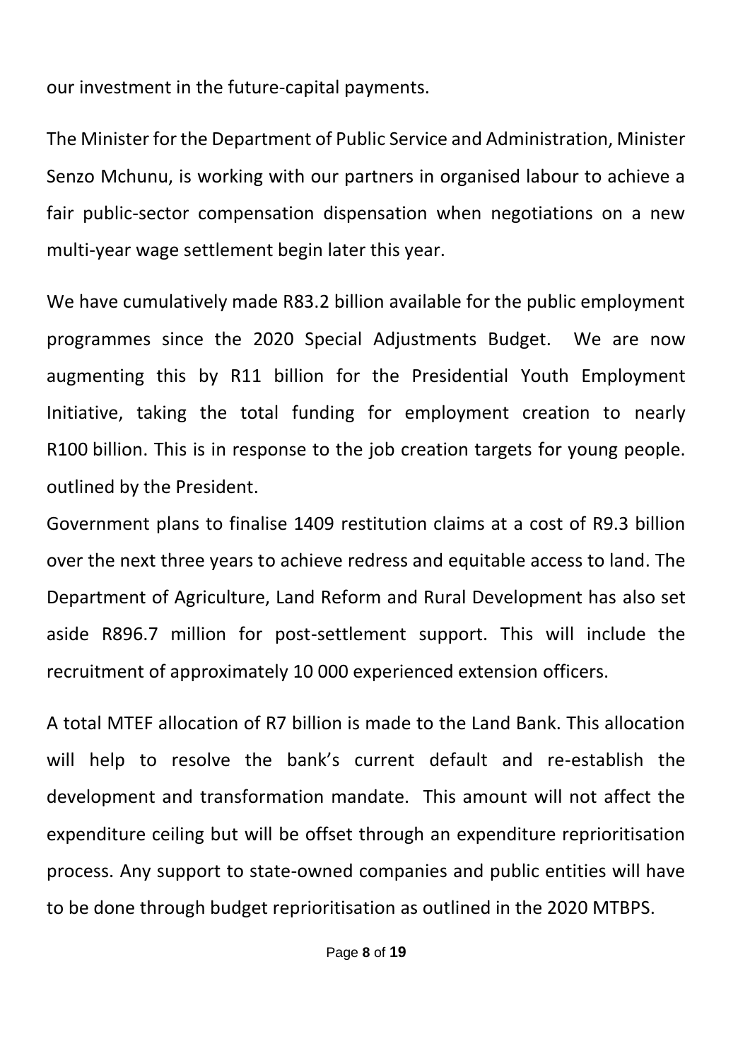our investment in the future-capital payments.

The Minister for the Department of Public Service and Administration, Minister Senzo Mchunu, is working with our partners in organised labour to achieve a fair public-sector compensation dispensation when negotiations on a new multi-year wage settlement begin later this year.

We have cumulatively made R83.2 billion available for the public employment programmes since the 2020 Special Adjustments Budget. We are now augmenting this by R11 billion for the Presidential Youth Employment Initiative, taking the total funding for employment creation to nearly R100 billion. This is in response to the job creation targets for young people. outlined by the President.

Government plans to finalise 1409 restitution claims at a cost of R9.3 billion over the next three years to achieve redress and equitable access to land. The Department of Agriculture, Land Reform and Rural Development has also set aside R896.7 million for post-settlement support. This will include the recruitment of approximately 10 000 experienced extension officers.

A total MTEF allocation of R7 billion is made to the Land Bank. This allocation will help to resolve the bank's current default and re-establish the development and transformation mandate. This amount will not affect the expenditure ceiling but will be offset through an expenditure reprioritisation process. Any support to state-owned companies and public entities will have to be done through budget reprioritisation as outlined in the 2020 MTBPS.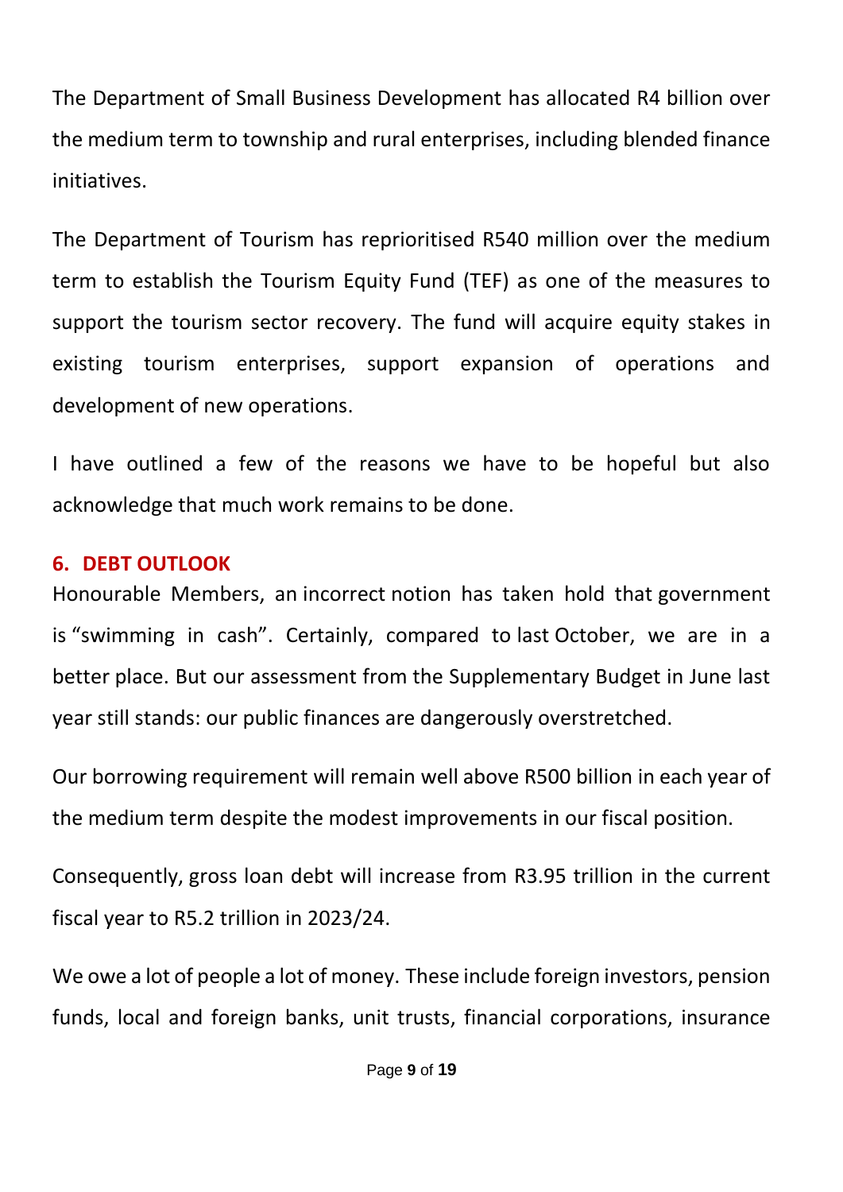The Department of Small Business Development has allocated R4 billion over the medium term to township and rural enterprises, including blended finance initiatives.

The Department of Tourism has reprioritised R540 million over the medium term to establish the Tourism Equity Fund (TEF) as one of the measures to support the tourism sector recovery. The fund will acquire equity stakes in existing tourism enterprises, support expansion of operations and development of new operations.

I have outlined a few of the reasons we have to be hopeful but also acknowledge that much work remains to be done.

## 6. DEBT OUTLOOK

Honourable Members, an incorrect notion has taken hold that government is "swimming in cash". Certainly, compared to last October, we are in a better place. But our assessment from the Supplementary Budget in June last year still stands: our public finances are dangerously overstretched.

Our borrowing requirement will remain well above R500 billion in each year of the medium term despite the modest improvements in our fiscal position.

Consequently, gross loan debt will increase from R3.95 trillion in the current fiscal year to R5.2 trillion in 2023/24.

We owe a lot of people a lot of money. These include foreign investors, pension funds, local and foreign banks, unit trusts, financial corporations, insurance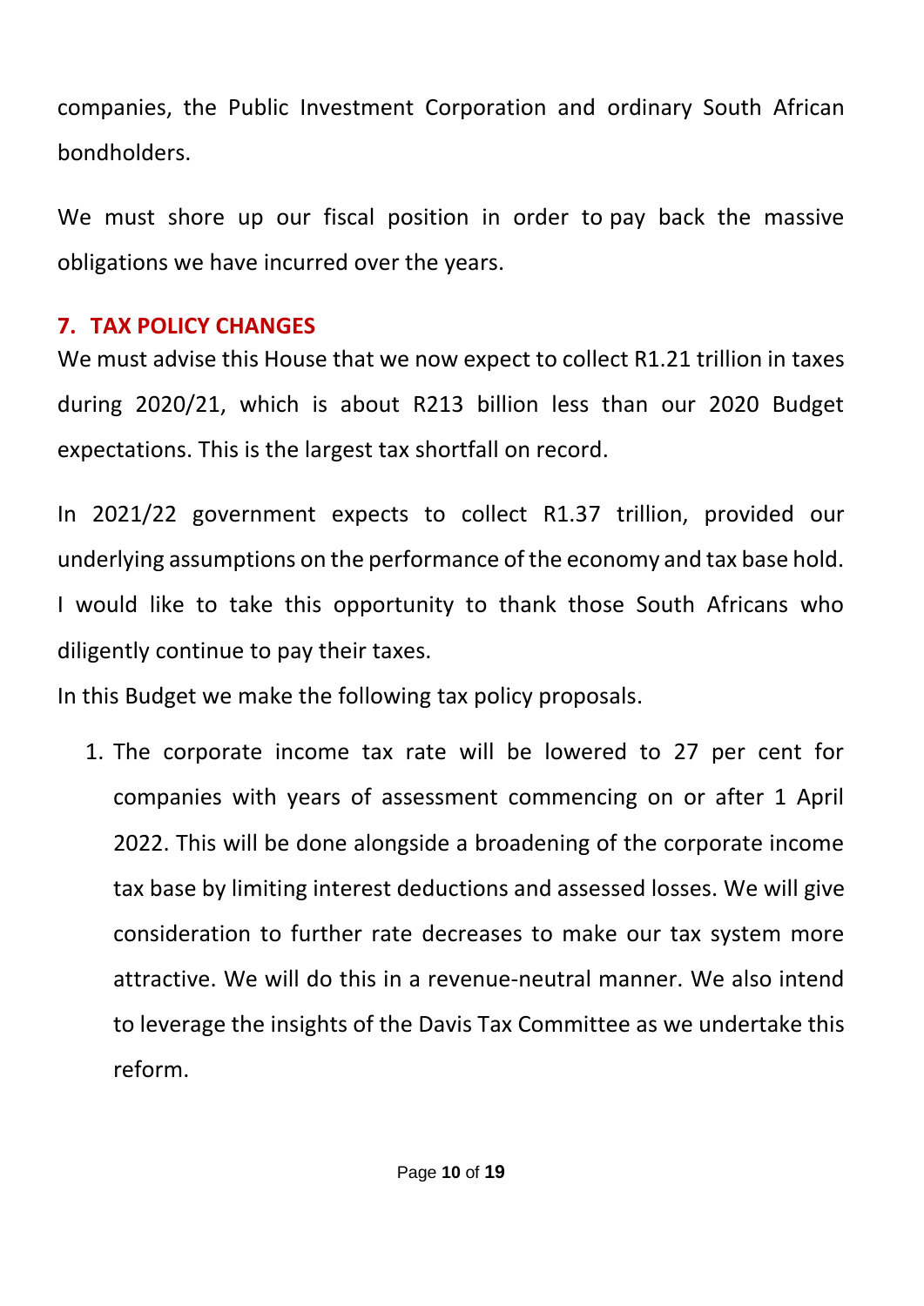companies, the Public Investment Corporation and ordinary South African bondholders.

We must shore up our fiscal position in order to pay back the massive obligations we have incurred over the years.

## 7. TAX POLICY CHANGES

We must advise this House that we now expect to collect R1.21 trillion in taxes during 2020/21, which is about R213 billion less than our 2020 Budget expectations. This is the largest tax shortfall on record.

In 2021/22 government expects to collect R1.37 trillion, provided our underlying assumptions on the performance of the economy and tax base hold. I would like to take this opportunity to thank those South Africans who diligently continue to pay their taxes.

In this Budget we make the following tax policy proposals.

1. The corporate income tax rate will be lowered to 27 per cent for companies with years of assessment commencing on or after 1 April 2022. This will be done alongside a broadening of the corporate income tax base by limiting interest deductions and assessed losses. We will give consideration to further rate decreases to make our tax system more attractive. We will do this in a revenue-neutral manner. We also intend to leverage the insights of the Davis Tax Committee as we undertake this reform.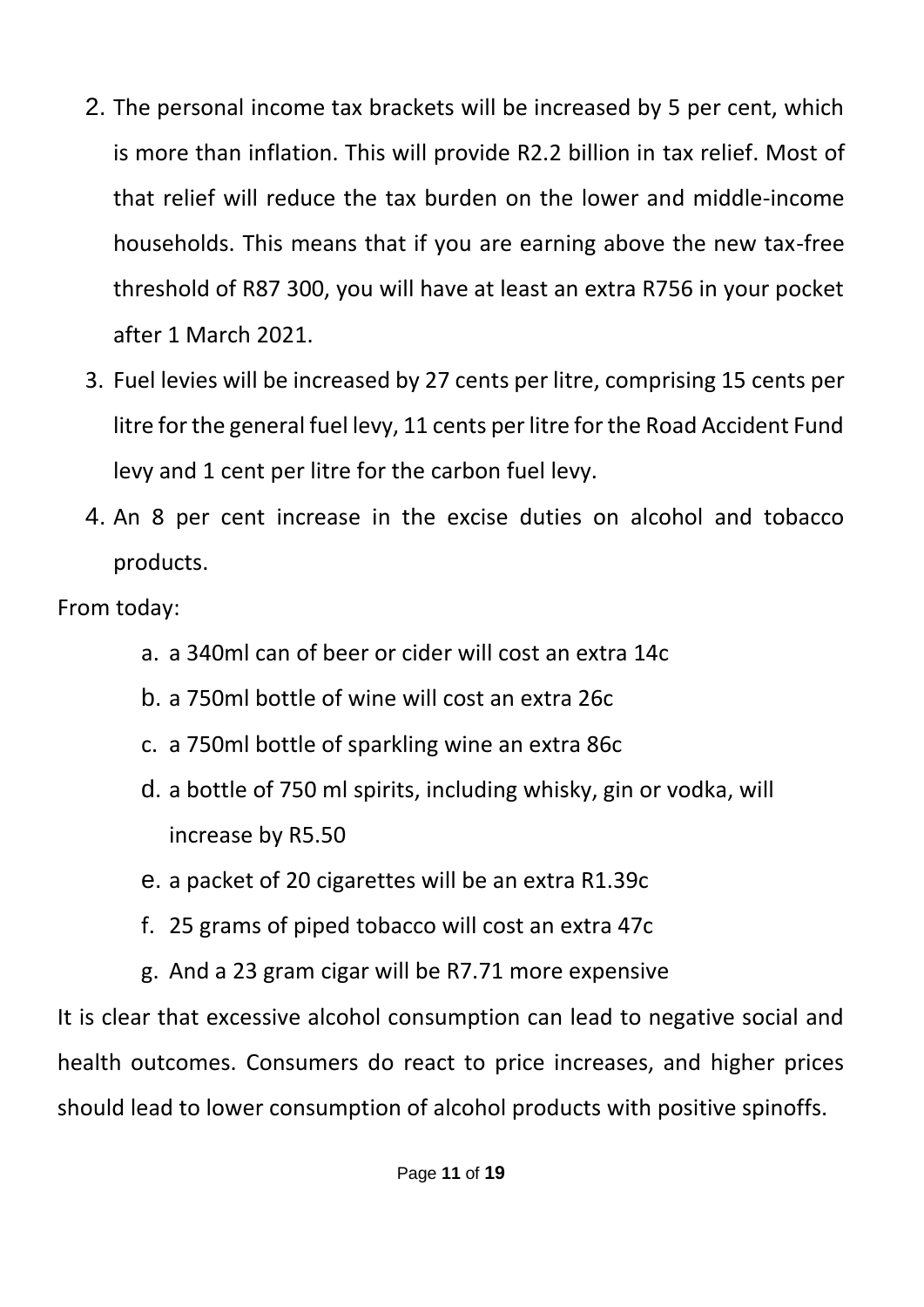2. The personal income tax brackets will be increased by 5 per cent, which is more than inflation. This will provide R2.2 billion in tax relief. Most of that relief will reduce the tax burden on the lower and middle-income households. This means that if you are earning above the new tax-free threshold of R87 300, you will have at least an extra R756 in your pocket after 1 March 2021.
3. Fuel levies will be increased by 27 cents per litre, comprising 15 cents per litre for the general fuel levy, 11 cents per litre for the Road Accident Fund levy and 1 cent per litre for the carbon fuel levy.
4. An 8 per cent increase in the excise duties on alcohol and tobacco products.

From today:

a. a 340ml can of beer or cider will cost an extra 14c
b. a 750ml bottle of wine will cost an extra 26c
c. a 750ml bottle of sparkling wine an extra 86c
d. a bottle of 750 ml spirits, including whisky, gin or vodka, will increase by R5.50
e. a packet of 20 cigarettes will be an extra R1.39c
f. 25 grams of piped tobacco will cost an extra 47c
g. And a 23 gram cigar will be R7.71 more expensive

It is clear that excessive alcohol consumption can lead to negative social and health outcomes. Consumers do react to price increases, and higher prices should lead to lower consumption of alcohol products with positive spinoffs.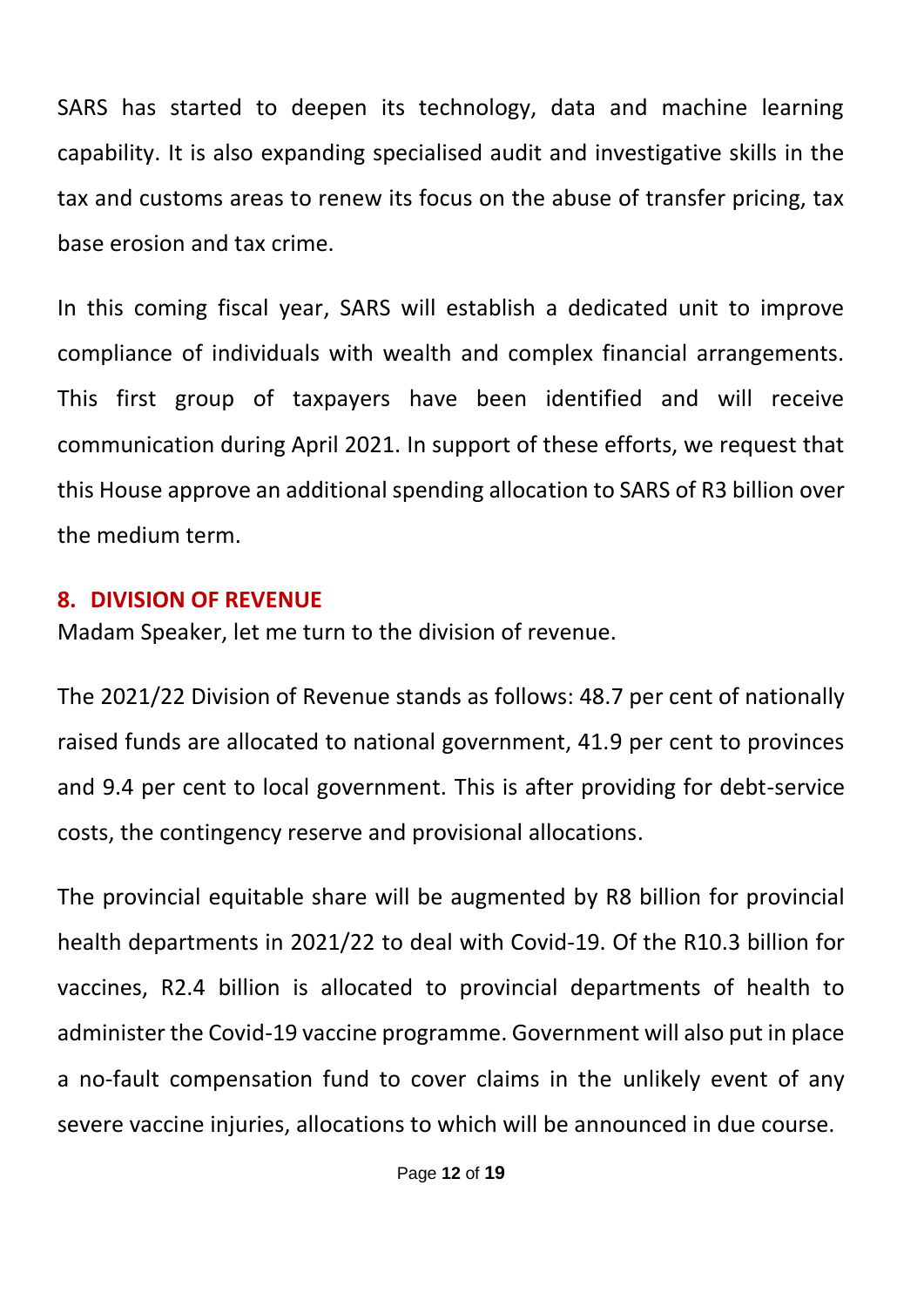SARS has started to deepen its technology, data and machine learning capability. It is also expanding specialised audit and investigative skills in the tax and customs areas to renew its focus on the abuse of transfer pricing, tax base erosion and tax crime.

In this coming fiscal year, SARS will establish a dedicated unit to improve compliance of individuals with wealth and complex financial arrangements. This first group of taxpayers have been identified and will receive communication during April 2021. In support of these efforts, we request that this House approve an additional spending allocation to SARS of R3 billion over the medium term.

## 8. DIVISION OF REVENUE

Madam Speaker, let me turn to the division of revenue.

The 2021/22 Division of Revenue stands as follows: 48.7 per cent of nationally raised funds are allocated to national government, 41.9 per cent to provinces and 9.4 per cent to local government. This is after providing for debt-service costs, the contingency reserve and provisional allocations.

The provincial equitable share will be augmented by R8 billion for provincial health departments in 2021/22 to deal with Covid-19. Of the R10.3 billion for vaccines, R2.4 billion is allocated to provincial departments of health to administer the Covid-19 vaccine programme. Government will also put in place a no-fault compensation fund to cover claims in the unlikely event of any severe vaccine injuries, allocations to which will be announced in due course.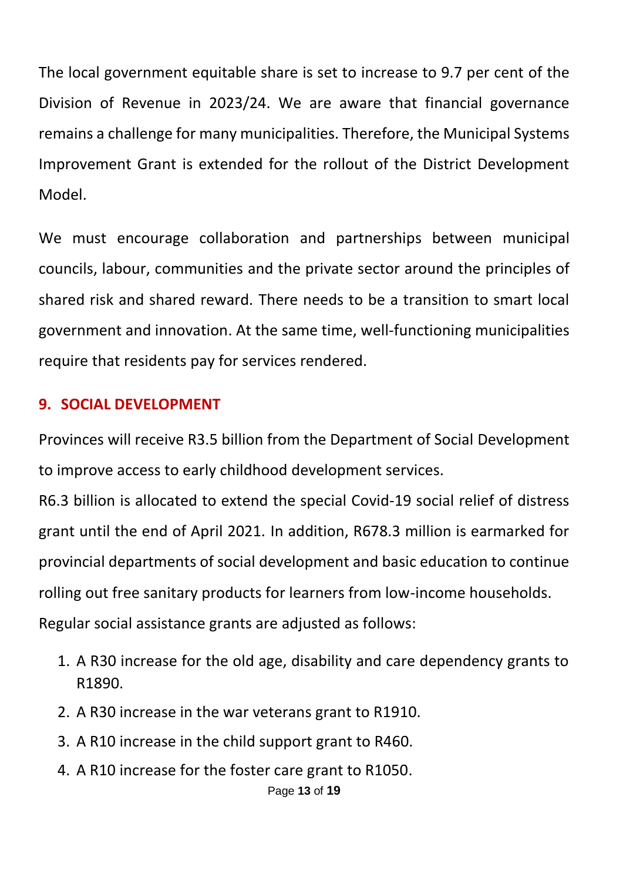The local government equitable share is set to increase to 9.7 per cent of the Division of Revenue in 2023/24. We are aware that financial governance remains a challenge for many municipalities. Therefore, the Municipal Systems Improvement Grant is extended for the rollout of the District Development Model.

We must encourage collaboration and partnerships between municipal councils, labour, communities and the private sector around the principles of shared risk and shared reward. There needs to be a transition to smart local government and innovation. At the same time, well-functioning municipalities require that residents pay for services rendered.

## 9. SOCIAL DEVELOPMENT

Provinces will receive R3.5 billion from the Department of Social Development to improve access to early childhood development services.

R6.3 billion is allocated to extend the special Covid-19 social relief of distress grant until the end of April 2021. In addition, R678.3 million is earmarked for provincial departments of social development and basic education to continue rolling out free sanitary products for learners from low-income households.

Regular social assistance grants are adjusted as follows:

1. A R30 increase for the old age, disability and care dependency grants to R1890.
2. A R30 increase in the war veterans grant to R1910.
3. A R10 increase in the child support grant to R460.
4. A R10 increase for the foster care grant to R1050.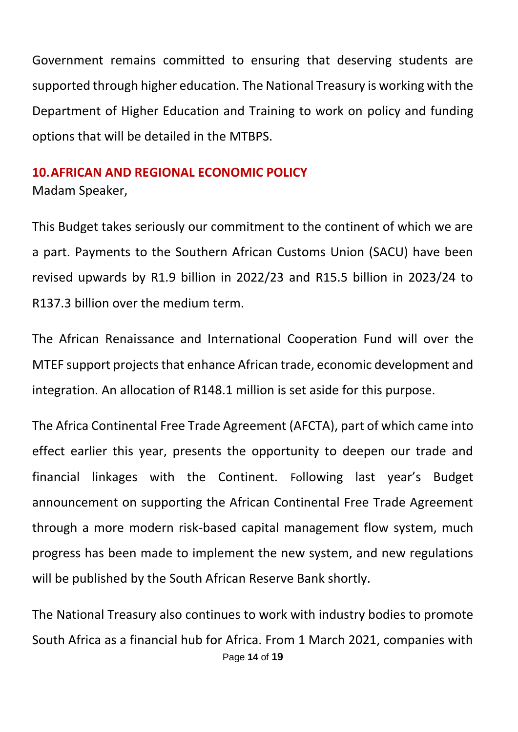Government remains committed to ensuring that deserving students are supported through higher education. The National Treasury is working with the Department of Higher Education and Training to work on policy and funding options that will be detailed in the MTBPS.

## 10. AFRICAN AND REGIONAL ECONOMIC POLICY

Madam Speaker,

This Budget takes seriously our commitment to the continent of which we are a part. Payments to the Southern African Customs Union (SACU) have been revised upwards by R1.9 billion in 2022/23 and R15.5 billion in 2023/24 to R137.3 billion over the medium term.

The African Renaissance and International Cooperation Fund will over the MTEF support projects that enhance African trade, economic development and integration. An allocation of R148.1 million is set aside for this purpose.

The Africa Continental Free Trade Agreement (AFCTA), part of which came into effect earlier this year, presents the opportunity to deepen our trade and financial linkages with the Continent. Following last year's Budget announcement on supporting the African Continental Free Trade Agreement through a more modern risk-based capital management flow system, much progress has been made to implement the new system, and new regulations will be published by the South African Reserve Bank shortly.

The National Treasury also continues to work with industry bodies to promote South Africa as a financial hub for Africa. From 1 March 2021, companies with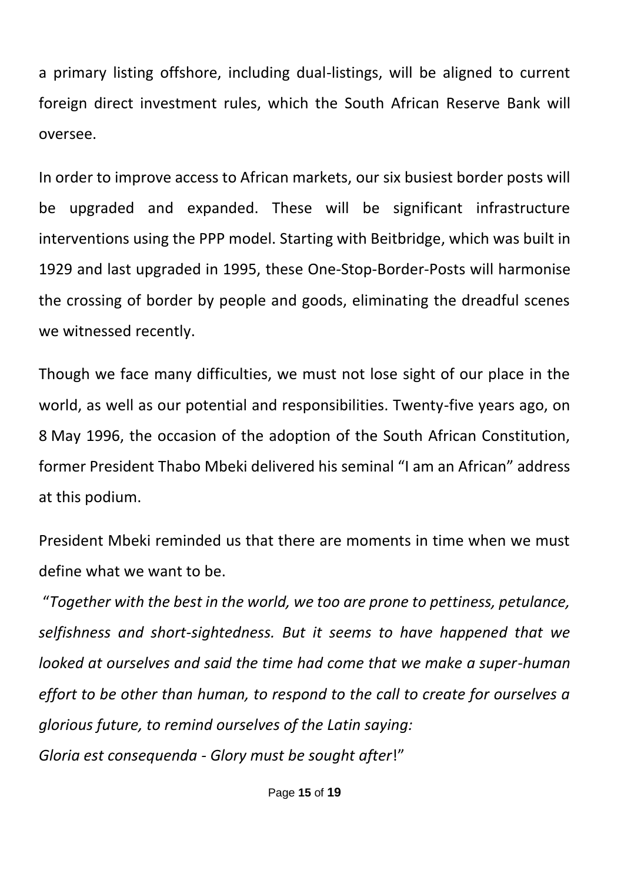a primary listing offshore, including dual-listings, will be aligned to current foreign direct investment rules, which the South African Reserve Bank will oversee.

In order to improve access to African markets, our six busiest border posts will be upgraded and expanded. These will be significant infrastructure interventions using the PPP model. Starting with Beitbridge, which was built in 1929 and last upgraded in 1995, these One-Stop-Border-Posts will harmonise the crossing of border by people and goods, eliminating the dreadful scenes we witnessed recently.

Though we face many difficulties, we must not lose sight of our place in the world, as well as our potential and responsibilities. Twenty-five years ago, on 8 May 1996, the occasion of the adoption of the South African Constitution, former President Thabo Mbeki delivered his seminal "I am an African" address at this podium.

President Mbeki reminded us that there are moments in time when we must define what we want to be.

"*Together with the best in the world, we too are prone to pettiness, petulance, selfishness and short-sightedness. But it seems to have happened that we looked at ourselves and said the time had come that we make a super-human effort to be other than human, to respond to the call to create for ourselves a glorious future, to remind ourselves of the Latin saying:*
*Gloria est consequenda - Glory must be sought after*!"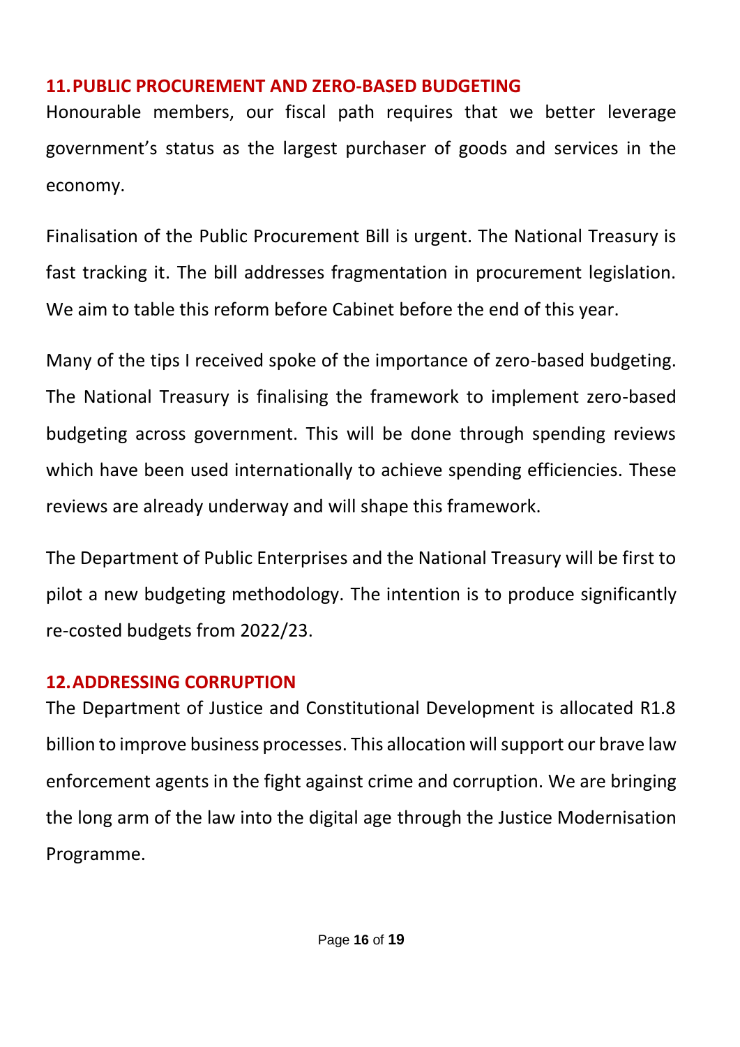## 11. PUBLIC PROCUREMENT AND ZERO-BASED BUDGETING

Honourable members, our fiscal path requires that we better leverage government's status as the largest purchaser of goods and services in the economy.

Finalisation of the Public Procurement Bill is urgent. The National Treasury is fast tracking it. The bill addresses fragmentation in procurement legislation. We aim to table this reform before Cabinet before the end of this year.

Many of the tips I received spoke of the importance of zero-based budgeting. The National Treasury is finalising the framework to implement zero-based budgeting across government. This will be done through spending reviews which have been used internationally to achieve spending efficiencies. These reviews are already underway and will shape this framework.

The Department of Public Enterprises and the National Treasury will be first to pilot a new budgeting methodology. The intention is to produce significantly re-costed budgets from 2022/23.

## 12. ADDRESSING CORRUPTION

The Department of Justice and Constitutional Development is allocated R1.8 billion to improve business processes. This allocation will support our brave law enforcement agents in the fight against crime and corruption. We are bringing the long arm of the law into the digital age through the Justice Modernisation Programme.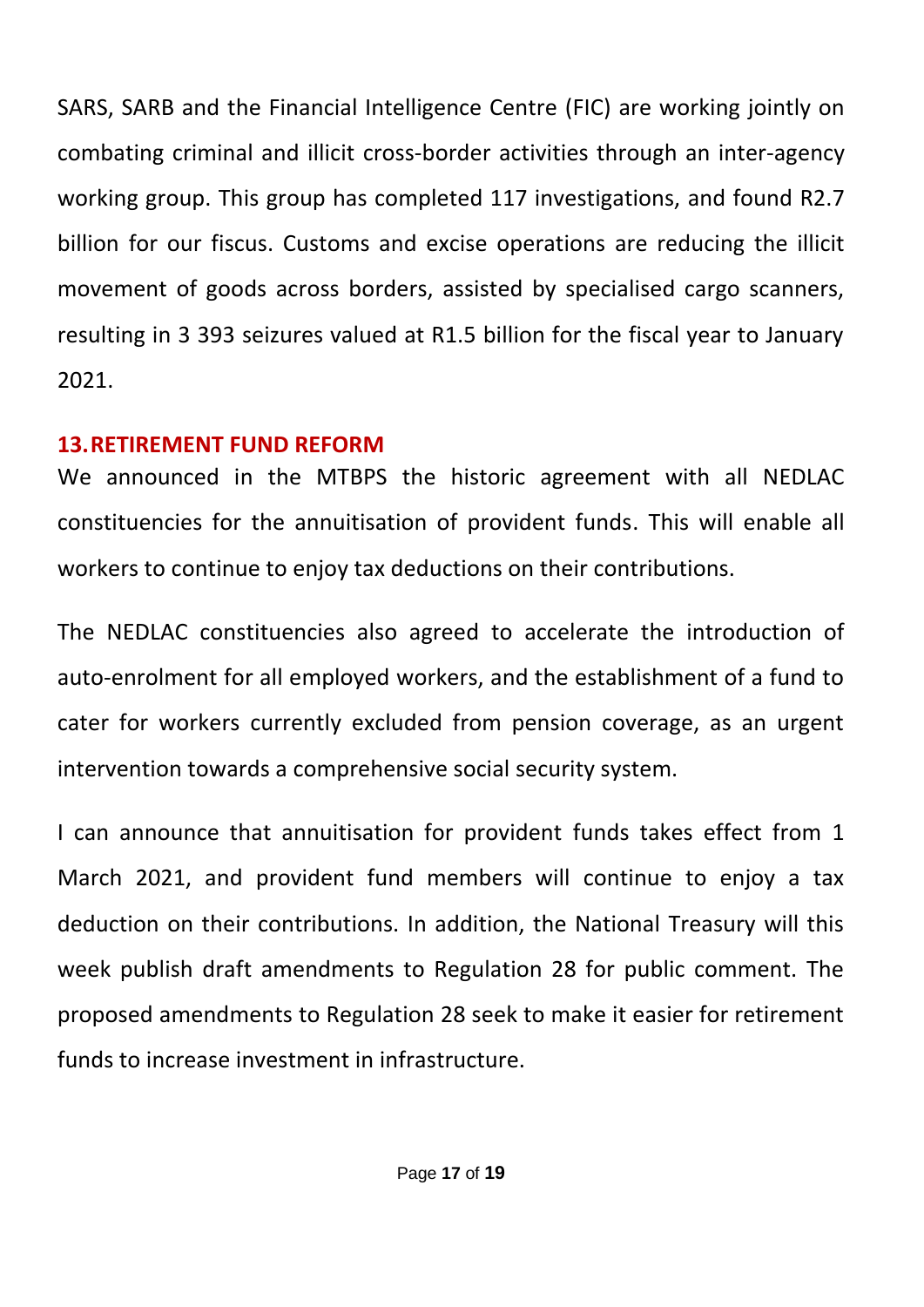SARS, SARB and the Financial Intelligence Centre (FIC) are working jointly on combating criminal and illicit cross-border activities through an inter-agency working group. This group has completed 117 investigations, and found R2.7 billion for our fiscus. Customs and excise operations are reducing the illicit movement of goods across borders, assisted by specialised cargo scanners, resulting in 3 393 seizures valued at R1.5 billion for the fiscal year to January 2021.

## 13. RETIREMENT FUND REFORM

We announced in the MTBPS the historic agreement with all NEDLAC constituencies for the annuitisation of provident funds. This will enable all workers to continue to enjoy tax deductions on their contributions.

The NEDLAC constituencies also agreed to accelerate the introduction of auto-enrolment for all employed workers, and the establishment of a fund to cater for workers currently excluded from pension coverage, as an urgent intervention towards a comprehensive social security system.

I can announce that annuitisation for provident funds takes effect from 1 March 2021, and provident fund members will continue to enjoy a tax deduction on their contributions. In addition, the National Treasury will this week publish draft amendments to Regulation 28 for public comment. The proposed amendments to Regulation 28 seek to make it easier for retirement funds to increase investment in infrastructure.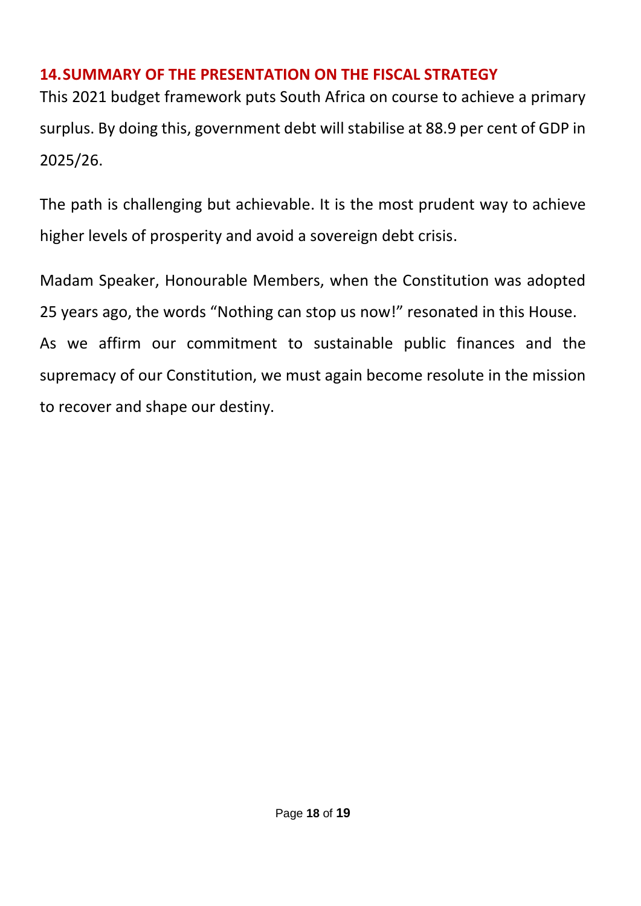## 14. SUMMARY OF THE PRESENTATION ON THE FISCAL STRATEGY

This 2021 budget framework puts South Africa on course to achieve a primary surplus. By doing this, government debt will stabilise at 88.9 per cent of GDP in 2025/26.

The path is challenging but achievable. It is the most prudent way to achieve higher levels of prosperity and avoid a sovereign debt crisis.

Madam Speaker, Honourable Members, when the Constitution was adopted 25 years ago, the words "Nothing can stop us now!" resonated in this House. As we affirm our commitment to sustainable public finances and the supremacy of our Constitution, we must again become resolute in the mission to recover and shape our destiny.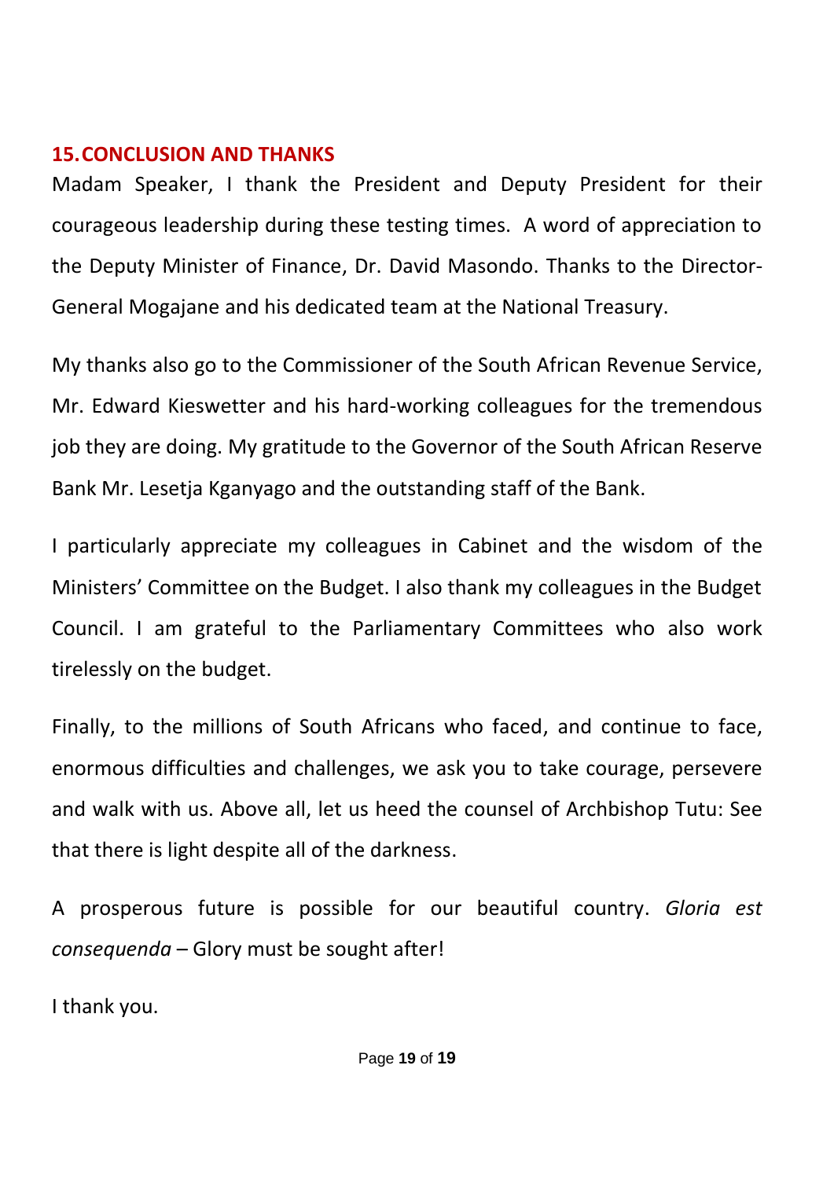## 15. CONCLUSION AND THANKS

Madam Speaker, I thank the President and Deputy President for their courageous leadership during these testing times. A word of appreciation to the Deputy Minister of Finance, Dr. David Masondo. Thanks to the Director-General Mogajane and his dedicated team at the National Treasury.

My thanks also go to the Commissioner of the South African Revenue Service, Mr. Edward Kieswetter and his hard-working colleagues for the tremendous job they are doing. My gratitude to the Governor of the South African Reserve Bank Mr. Lesetja Kganyago and the outstanding staff of the Bank.

I particularly appreciate my colleagues in Cabinet and the wisdom of the Ministers' Committee on the Budget. I also thank my colleagues in the Budget Council. I am grateful to the Parliamentary Committees who also work tirelessly on the budget.

Finally, to the millions of South Africans who faced, and continue to face, enormous difficulties and challenges, we ask you to take courage, persevere and walk with us. Above all, let us heed the counsel of Archbishop Tutu: See that there is light despite all of the darkness.

A prosperous future is possible for our beautiful country. *Gloria est consequenda* – Glory must be sought after!

I thank you.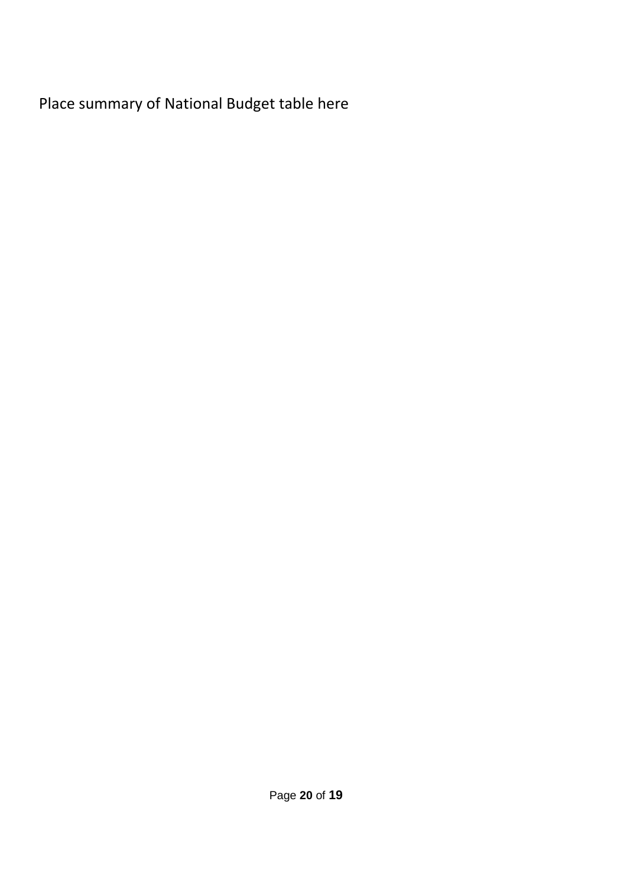Place summary of National Budget table here